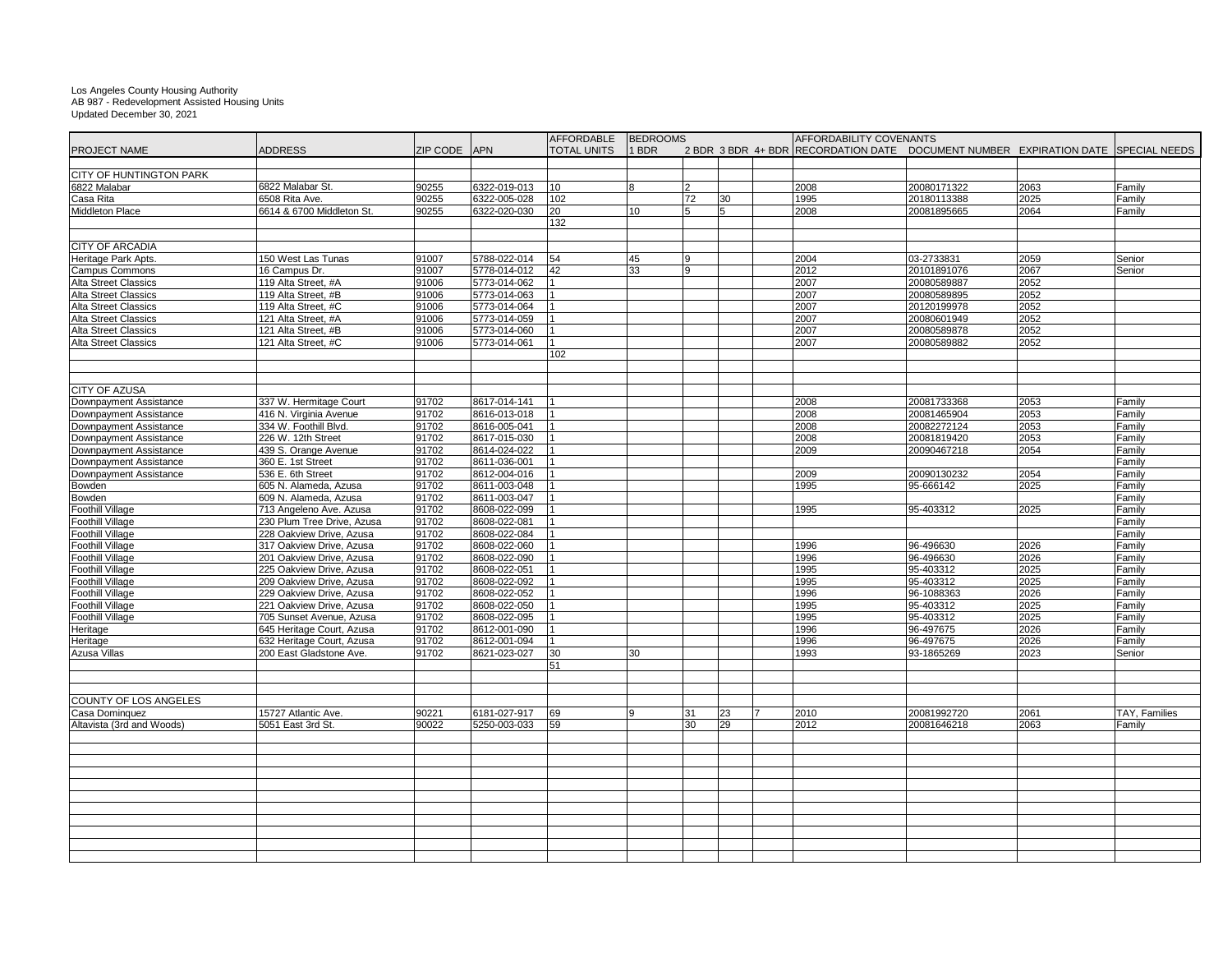Los Angeles County Housing Authority
AB 987 - Redevelopment Assisted Housing Units
Updated December 30, 2021

| PROJECT NAME | ADDRESS | ZIP CODE | APN | AFFORDABLE TOTAL UNITS | BEDROOMS 1 BDR | 2 BDR | 3 BDR | 4+ BDR | AFFORDABILITY COVENANTS RECORDATION DATE | DOCUMENT NUMBER | EXPIRATION DATE | SPECIAL NEEDS |
|---|---|---|---|---|---|---|---|---|---|---|---|---|
| CITY OF HUNTINGTON PARK | | | | | | | | | | | | |
| 6822 Malabar | 6822 Malabar St. | 90255 | 6322-019-013 | 10 | 8 | 2 | | | 2008 | 20080171322 | 2063 | Family |
| Casa Rita | 6508 Rita Ave. | 90255 | 6322-005-028 | 102 | | 72 | 30 | | 1995 | 20180113388 | 2025 | Family |
| Middleton Place | 6614 & 6700 Middleton St. | 90255 | 6322-020-030 | 20 | 10 | 5 | 5 | | 2008 | 20081895665 | 2064 | Family |
| | | | | 132 | | | | | | | | |
| CITY OF ARCADIA | | | | | | | | | | | | |
| Heritage Park Apts. | 150 West Las Tunas | 91007 | 5788-022-014 | 54 | 45 | 9 | | | 2004 | 03-2733831 | 2059 | Senior |
| Campus Commons | 16 Campus Dr. | 91007 | 5778-014-012 | 42 | 33 | 9 | | | 2012 | 20101891076 | 2067 | Senior |
| Alta Street Classics | 119 Alta Street, #A | 91006 | 5773-014-062 | 1 | | | | | 2007 | 20080589887 | 2052 | |
| Alta Street Classics | 119 Alta Street, #B | 91006 | 5773-014-063 | 1 | | | | | 2007 | 20080589895 | 2052 | |
| Alta Street Classics | 119 Alta Street, #C | 91006 | 5773-014-064 | 1 | | | | | 2007 | 20120199978 | 2052 | |
| Alta Street Classics | 121 Alta Street, #A | 91006 | 5773-014-059 | 1 | | | | | 2007 | 20080601949 | 2052 | |
| Alta Street Classics | 121 Alta Street, #B | 91006 | 5773-014-060 | 1 | | | | | 2007 | 20080589878 | 2052 | |
| Alta Street Classics | 121 Alta Street, #C | 91006 | 5773-014-061 | 1 | | | | | 2007 | 20080589882 | 2052 | |
| | | | | 102 | | | | | | | | |
| CITY OF AZUSA | | | | | | | | | | | | |
| Downpayment Assistance | 337 W. Hermitage Court | 91702 | 8617-014-141 | 1 | | | | | 2008 | 20081733368 | 2053 | Family |
| Downpayment Assistance | 416 N. Virginia Avenue | 91702 | 8616-013-018 | 1 | | | | | 2008 | 20081465904 | 2053 | Family |
| Downpayment Assistance | 334 W. Foothill Blvd. | 91702 | 8616-005-041 | 1 | | | | | 2008 | 20082272124 | 2053 | Family |
| Downpayment Assistance | 226 W. 12th Street | 91702 | 8617-015-030 | 1 | | | | | 2008 | 20081819420 | 2053 | Family |
| Downpayment Assistance | 439 S. Orange Avenue | 91702 | 8614-024-022 | 1 | | | | | 2009 | 20090467218 | 2054 | Family |
| Downpayment Assistance | 360 E. 1st Street | 91702 | 8611-036-001 | 1 | | | | | | | | Family |
| Downpayment Assistance | 536 E. 6th Street | 91702 | 8612-004-016 | 1 | | | | | 2009 | 20090130232 | 2054 | Family |
| Bowden | 605 N. Alameda, Azusa | 91702 | 8611-003-048 | 1 | | | | | 1995 | 95-666142 | 2025 | Family |
| Bowden | 609 N. Alameda, Azusa | 91702 | 8611-003-047 | 1 | | | | | | | | Family |
| Foothill Village | 713 Angeleno Ave. Azusa | 91702 | 8608-022-099 | 1 | | | | | 1995 | 95-403312 | 2025 | Family |
| Foothill Village | 230 Plum Tree Drive, Azusa | 91702 | 8608-022-081 | 1 | | | | | | | | Family |
| Foothill Village | 228 Oakview Drive, Azusa | 91702 | 8608-022-084 | 1 | | | | | | | | Family |
| Foothill Village | 317 Oakview Drive, Azusa | 91702 | 8608-022-060 | 1 | | | | | 1996 | 96-496630 | 2026 | Family |
| Foothill Village | 201 Oakview Drive, Azusa | 91702 | 8608-022-090 | 1 | | | | | 1996 | 96-496630 | 2026 | Family |
| Foothill Village | 225 Oakview Drive, Azusa | 91702 | 8608-022-051 | 1 | | | | | 1995 | 95-403312 | 2025 | Family |
| Foothill Village | 209 Oakview Drive, Azusa | 91702 | 8608-022-092 | 1 | | | | | 1995 | 95-403312 | 2025 | Family |
| Foothill Village | 229 Oakview Drive, Azusa | 91702 | 8608-022-052 | 1 | | | | | 1996 | 96-1088363 | 2026 | Family |
| Foothill Village | 221 Oakview Drive, Azusa | 91702 | 8608-022-050 | 1 | | | | | 1995 | 95-403312 | 2025 | Family |
| Foothill Village | 705 Sunset Avenue, Azusa | 91702 | 8608-022-095 | 1 | | | | | 1995 | 95-403312 | 2025 | Family |
| Heritage | 645 Heritage Court, Azusa | 91702 | 8612-001-090 | 1 | | | | | 1996 | 96-497675 | 2026 | Family |
| Heritage | 632 Heritage Court, Azusa | 91702 | 8612-001-094 | 1 | | | | | 1996 | 96-497675 | 2026 | Family |
| Azusa Villas | 200 East Gladstone Ave. | 91702 | 8621-023-027 | 30 | 30 | | | | 1993 | 93-1865269 | 2023 | Senior |
| | | | | 51 | | | | | | | | |
| COUNTY OF LOS ANGELES | | | | | | | | | | | | |
| Casa Dominquez | 15727 Atlantic Ave. | 90221 | 6181-027-917 | 69 | 9 | 31 | 23 | 7 | 2010 | 20081992720 | 2061 | TAY, Families |
| Altavista (3rd and Woods) | 5051 East 3rd St. | 90022 | 5250-003-033 | 59 | | 30 | 29 | | 2012 | 20081646218 | 2063 | Family |